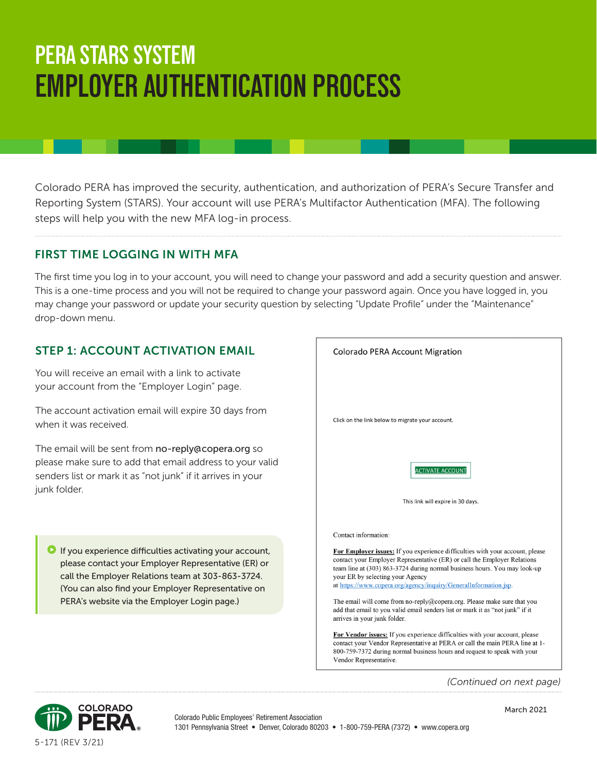# PERA STARS SYSTEM
# EMPLOYER AUTHENTICATION PROCESS

Colorado PERA has improved the security, authentication, and authorization of PERA's Secure Transfer and Reporting System (STARS). Your account will use PERA's Multifactor Authentication (MFA). The following steps will help you with the new MFA log-in process.

## FIRST TIME LOGGING IN WITH MFA

The first time you log in to your account, you will need to change your password and add a security question and answer. This is a one-time process and you will not be required to change your password again. Once you have logged in, you may change your password or update your security question by selecting "Update Profile" under the "Maintenance" drop-down menu.

## STEP 1: ACCOUNT ACTIVATION EMAIL

You will receive an email with a link to activate your account from the "Employer Login" page.

The account activation email will expire 30 days from when it was received.

The email will be sent from no-reply@copera.org so please make sure to add that email address to your valid senders list or mark it as "not junk" if it arrives in your junk folder.

> If you experience difficulties activating your account, please contact your Employer Representative (ER) or call the Employer Relations team at 303-863-3724. (You can also find your Employer Representative on PERA's website via the Employer Login page.)

Colorado PERA Account Migration

Click on the link below to migrate your account.

ACTIVATE ACCOUNT

This link will expire in 30 days.

Contact information:

**For Employer issues:** If you experience difficulties with your account, please contact your Employer Representative (ER) or call the Employer Relations team line at (303) 863-3724 during normal business hours. You may look-up your ER by selecting your Agency at https://www.copera.org/agency/inquiry/GeneralInformation.jsp.

The email will come from no-reply@copera.org. Please make sure that you add that email to you valid email senders list or mark it as "not junk" if it arrives in your junk folder.

**For Vendor issues:** If you experience difficulties with your account, please contact your Vendor Representative at PERA or call the main PERA line at 1-800-759-7372 during normal business hours and request to speak with your Vendor Representative.

*(Continued on next page)*

Colorado Public Employees' Retirement Association
1301 Pennsylvania Street • Denver, Colorado 80203 • 1-800-759-PERA (7372) • www.copera.org

March 2021

5-171 (REV 3/21)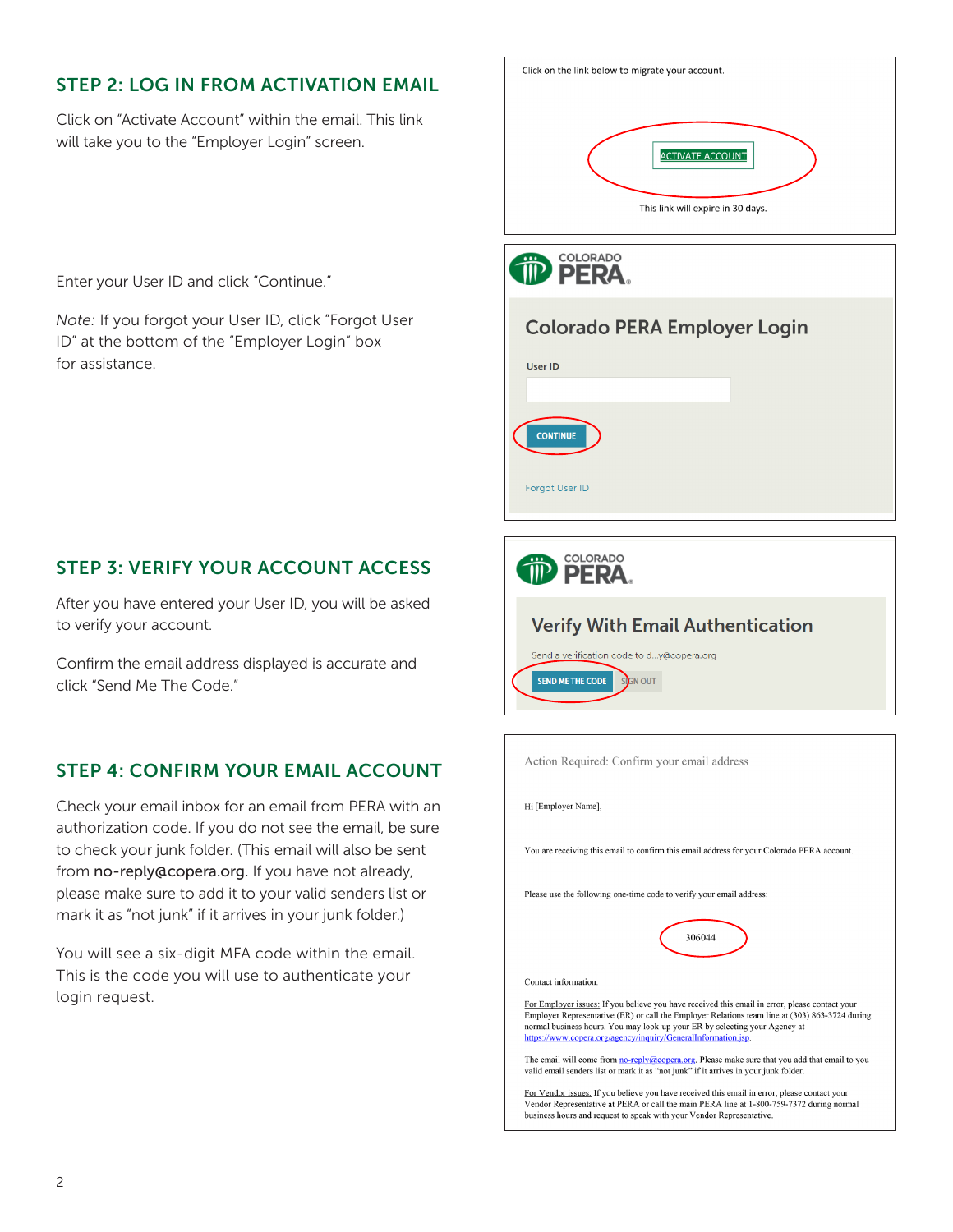## STEP 2: LOG IN FROM ACTIVATION EMAIL

Click on “Activate Account” within the email. This link will take you to the “Employer Login” screen.

Click on the link below to migrate your account.

ACTIVATE ACCOUNT

This link will expire in 30 days.

Enter your User ID and click “Continue.”

*Note:* If you forgot your User ID, click “Forgot User ID” at the bottom of the “Employer Login” box for assistance.

COLORADO PERA

Colorado PERA Employer Login

User ID

CONTINUE

Forgot User ID

## STEP 3: VERIFY YOUR ACCOUNT ACCESS

After you have entered your User ID, you will be asked to verify your account.

Confirm the email address displayed is accurate and click “Send Me The Code.”

COLORADO PERA

Verify With Email Authentication

Send a verification code to d...y@copera.org

SEND ME THE CODE SIGN OUT

## STEP 4: CONFIRM YOUR EMAIL ACCOUNT

Check your email inbox for an email from PERA with an authorization code. If you do not see the email, be sure to check your junk folder. (This email will also be sent from **no-reply@copera.org.** If you have not already, please make sure to add it to your valid senders list or mark it as “not junk” if it arrives in your junk folder.)

You will see a six-digit MFA code within the email. This is the code you will use to authenticate your login request.

Action Required: Confirm your email address

Hi [Employer Name],

You are receiving this email to confirm this email address for your Colorado PERA account.

Please use the following one-time code to verify your email address:

306044

Contact information:

For Employer issues: If you believe you have received this email in error, please contact your Employer Representative (ER) or call the Employer Relations team line at (303) 863-3724 during normal business hours. You may look-up your ER by selecting your Agency at https://www.copera.org/agency/inquiry/GeneralInformation.jsp.

The email will come from no-reply@copera.org. Please make sure that you add that email to you valid email senders list or mark it as “not junk” if it arrives in your junk folder.

For Vendor issues: If you believe you have received this email in error, please contact your Vendor Representative at PERA or call the main PERA line at 1-800-759-7372 during normal business hours and request to speak with your Vendor Representative.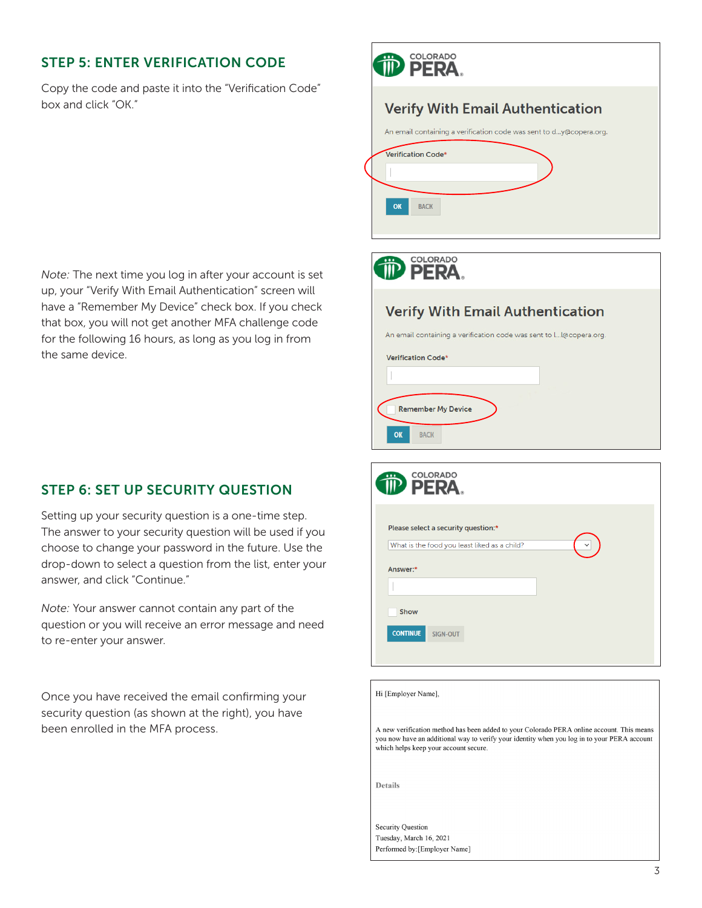## STEP 5: ENTER VERIFICATION CODE

Copy the code and paste it into the "Verification Code" box and click "OK."

COLORADO PERA

Verify With Email Authentication

An email containing a verification code was sent to d...y@copera.org.

Verification Code*

OK BACK

*Note:* The next time you log in after your account is set up, your "Verify With Email Authentication" screen will have a "Remember My Device" check box. If you check that box, you will not get another MFA challenge code for the following 16 hours, as long as you log in from the same device.

COLORADO PERA

Verify With Email Authentication

An email containing a verification code was sent to l...l@copera.org.

Verification Code*

Remember My Device

OK BACK

## STEP 6: SET UP SECURITY QUESTION

Setting up your security question is a one-time step. The answer to your security question will be used if you choose to change your password in the future. Use the drop-down to select a question from the list, enter your answer, and click "Continue."

*Note:* Your answer cannot contain any part of the question or you will receive an error message and need to re-enter your answer.

COLORADO PERA

Please select a security question:*

What is the food you least liked as a child?

Answer:*

Show

CONTINUE SIGN-OUT

Once you have received the email confirming your security question (as shown at the right), you have been enrolled in the MFA process.

Hi [Employer Name],

A new verification method has been added to your Colorado PERA online account. This means you now have an additional way to verify your identity when you log in to your PERA account which helps keep your account secure.

Details

Security Question
Tuesday, March 16, 2021
Performed by:[Employer Name]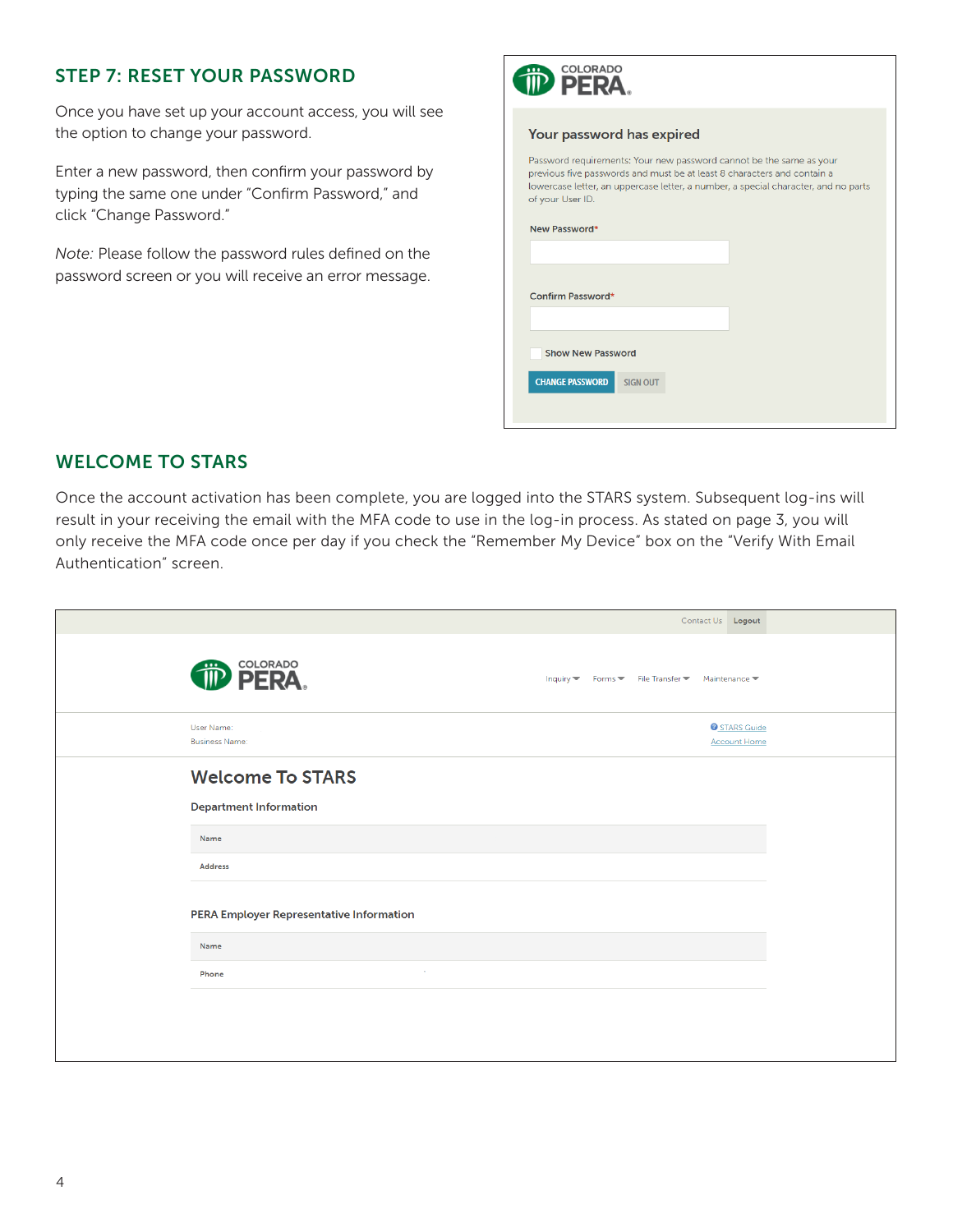## STEP 7: RESET YOUR PASSWORD

Once you have set up your account access, you will see the option to change your password.

Enter a new password, then confirm your password by typing the same one under "Confirm Password," and click "Change Password."

*Note:* Please follow the password rules defined on the password screen or you will receive an error message.

COLORADO PERA

Your password has expired

Password requirements: Your new password cannot be the same as your previous five passwords and must be at least 8 characters and contain a lowercase letter, an uppercase letter, a number, a special character, and no parts of your User ID.

New Password*

Confirm Password*

Show New Password

CHANGE PASSWORD SIGN OUT

## WELCOME TO STARS

Once the account activation has been complete, you are logged into the STARS system. Subsequent log-ins will result in your receiving the email with the MFA code to use in the log-in process. As stated on page 3, you will only receive the MFA code once per day if you check the "Remember My Device" box on the "Verify With Email Authentication" screen.

Contact Us Logout

COLORADO PERA

Inquiry Forms File Transfer Maintenance

User Name:
Business Name

STARS Guide
Account Home

Welcome To STARS

Department Information

Name

Address

PERA Employer Representative Information

Name

Phone